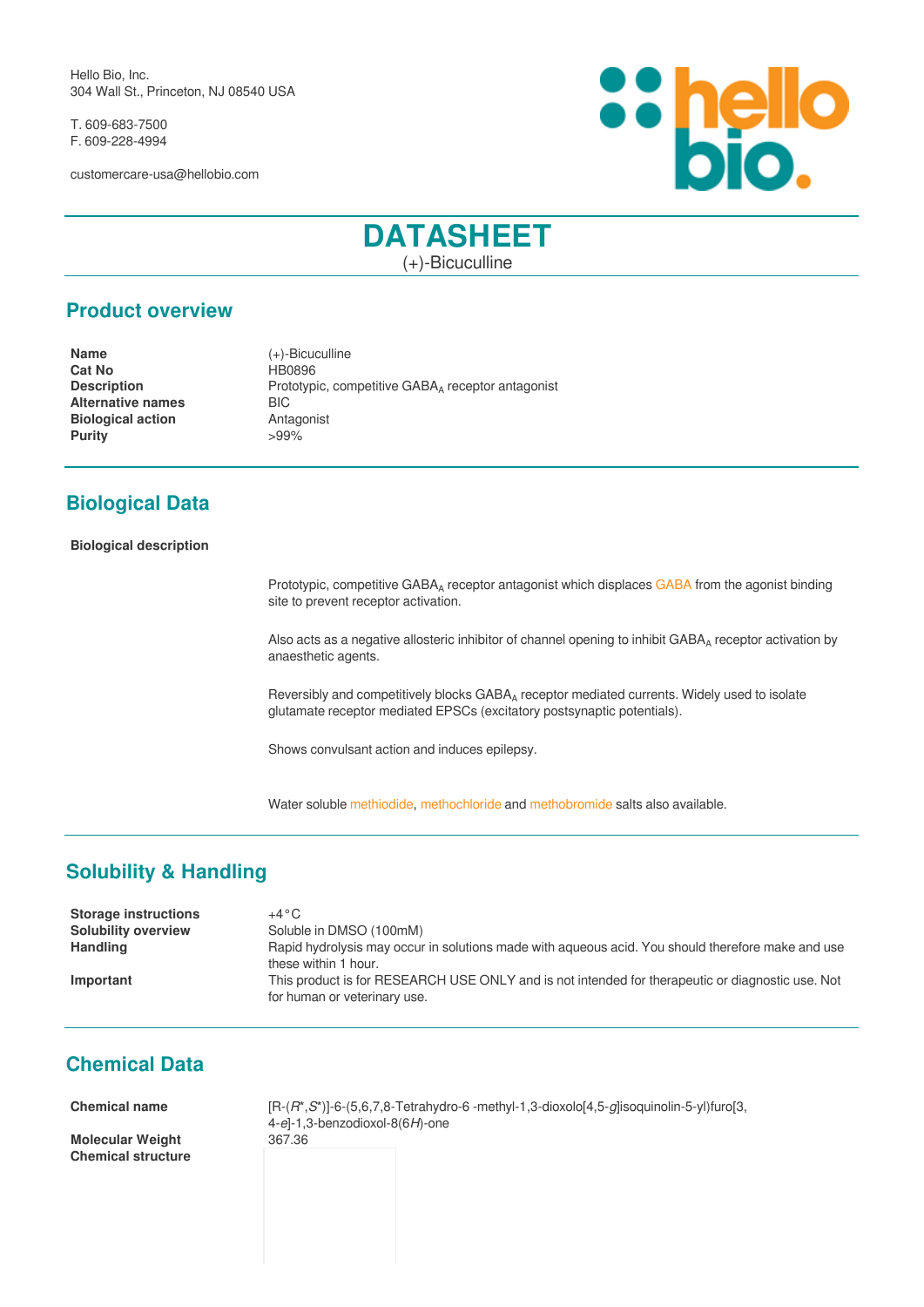Hello Bio, Inc.
304 Wall St., Princeton, NJ 08540 USA

T. 609-683-7500
F. 609-228-4994

customercare-usa@hellobio.com

# DATASHEET

(+)-Bicuculline

## Product overview

| | |
|---|---|
| **Name** | (+)-Bicuculline |
| **Cat No** | HB0896 |
| **Description** | Prototypic, competitive $GABA_A$ receptor antagonist |
| **Alternative names** | BIC |
| **Biological action** | Antagonist |
| **Purity** | >99% |

## Biological Data

**Biological description**

Prototypic, competitive $GABA_A$ receptor antagonist which displaces GABA from the agonist binding site to prevent receptor activation.

Also acts as a negative allosteric inhibitor of channel opening to inhibit $GABA_A$ receptor activation by anaesthetic agents.

Reversibly and competitively blocks $GABA_A$ receptor mediated currents. Widely used to isolate glutamate receptor mediated EPSCs (excitatory postsynaptic potentials).

Shows convulsant action and induces epilepsy.

Water soluble methiodide, methochloride and methobromide salts also available.

## Solubility & Handling

| | |
|---|---|
| **Storage instructions** | +4°C |
| **Solubility overview** | Soluble in DMSO (100mM) |
| **Handling** | Rapid hydrolysis may occur in solutions made with aqueous acid. You should therefore make and use these within 1 hour. |
| **Important** | This product is for RESEARCH USE ONLY and is not intended for therapeutic or diagnostic use. Not for human or veterinary use. |

## Chemical Data

| | |
|---|---|
| **Chemical name** | [R-(*R**,*S**)]-6-(5,6,7,8-Tetrahydro-6 -methyl-1,3-dioxolo[4,5-*g*]isoquinolin-5-yl)furo[3, 4-*e*]-1,3-benzodioxol-8(6*H*)-one |
| **Molecular Weight** | 367.36 |
| **Chemical structure** | |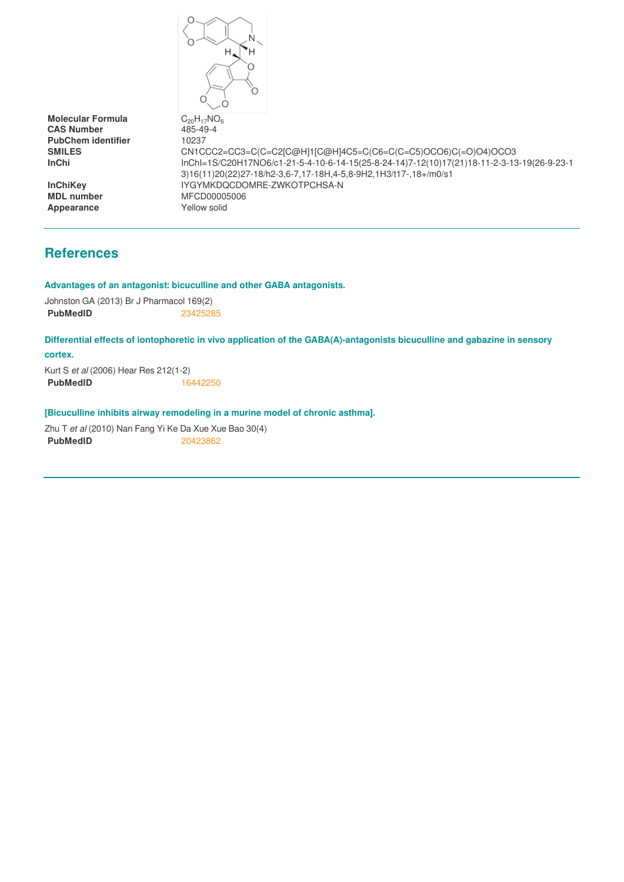| | |
|---|---|
| **Molecular Formula** | $C_{20}H_{17}NO_6$ |
| **CAS Number** | 485-49-4 |
| **PubChem identifier** | 10237 |
| **SMILES** | CN1CCC2=CC3=C(C=C2[C@H]1[C@H]4C5=C(C6=C(C=C5)OCO6)C(=O)O4)OCO3 |
| **InChi** | InChI=1S/C20H17NO6/c1-21-5-4-10-6-14-15(25-8-24-14)7-12(10)17(21)18-11-2-3-13-19(26-9-23-13)16(11)20(22)27-18/h2-3,6-7,17-18H,4-5,8-9H2,1H3/t17-,18+/m0/s1 |
| **InChiKey** | IYGYMKDQCDOMRE-ZWKOTPCHSA-N |
| **MDL number** | MFCD00005006 |
| **Appearance** | Yellow solid |

## References

**Advantages of an antagonist: bicuculline and other GABA antagonists.**

Johnston GA (2013) Br J Pharmacol 169(2)
**PubMedID** 23425285

**Differential effects of iontophoretic in vivo application of the GABA(A)-antagonists bicuculline and gabazine in sensory cortex.**

Kurt S *et al* (2006) Hear Res 212(1-2)
**PubMedID** 16442250

**[Bicuculline inhibits airway remodeling in a murine model of chronic asthma].**

Zhu T *et al* (2010) Nan Fang Yi Ke Da Xue Xue Bao 30(4)
**PubMedID** 20423862